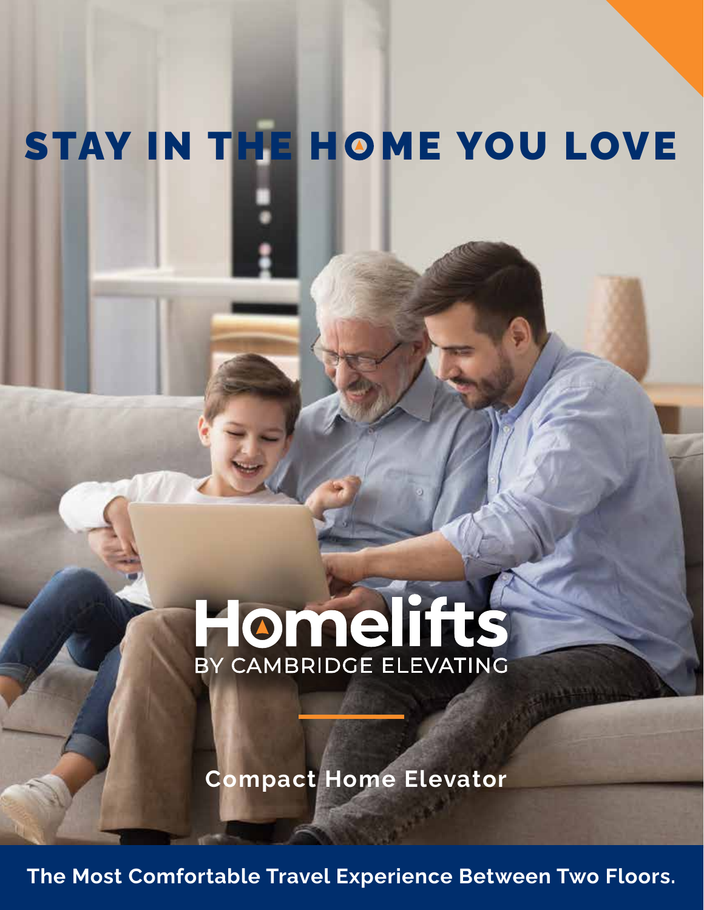# STAY IN THE HOME YOU LOVE

**Homelifts**
BY CAMBRIDGE ELEVATING

**Compact Home Elevator**

**The Most Comfortable Travel Experience Between Two Floors.**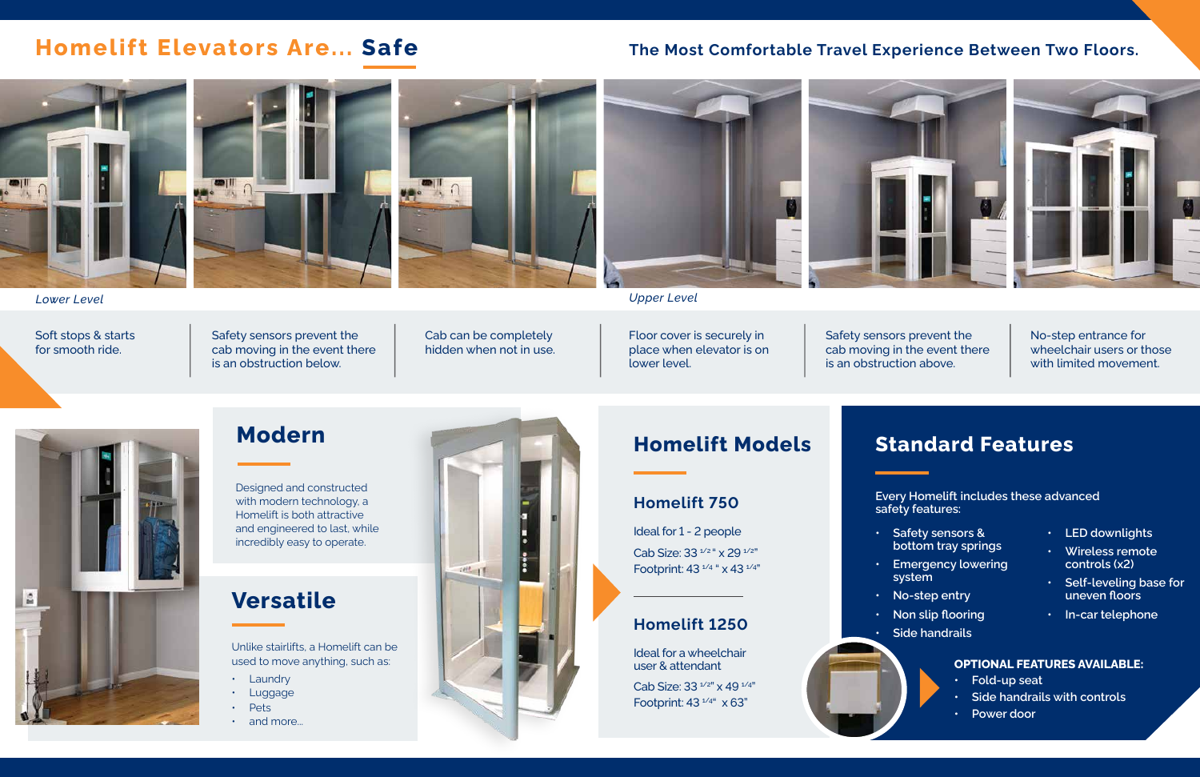# Homelift Elevators Are... Safe

**The Most Comfortable Travel Experience Between Two Floors.**

*Lower Level*

*Upper Level*

- Soft stops & starts for smooth ride.
- Safety sensors prevent the cab moving in the event there is an obstruction below.
- Cab can be completely hidden when not in use.
- Floor cover is securely in place when elevator is on lower level.
- Safety sensors prevent the cab moving in the event there is an obstruction above.
- No-step entrance for wheelchair users or those with limited movement.

## Modern

Designed and constructed with modern technology, a Homelift is both attractive and engineered to last, while incredibly easy to operate.

## Versatile

Unlike stairlifts, a Homelift can be used to move anything, such as:

- Laundry
- Luggage
- Pets
- and more...

## Homelift Models

### Homelift 750

Ideal for 1 - 2 people

Cab Size: 33 $^{1/2}$" x 29 $^{1/2}$"
Footprint: 43 $^{1/4}$" x 43 $^{1/4}$"

### Homelift 1250

Ideal for a wheelchair user & attendant

Cab Size: 33 $^{1/2}$" x 49 $^{1/4}$"
Footprint: 43 $^{1/4}$" x 63"

## Standard Features

Every Homelift includes these advanced safety features:

- Safety sensors & bottom tray springs
- Emergency lowering system
- No-step entry
- Non slip flooring
- Side handrails
- LED downlights
- Wireless remote controls (x2)
- Self-leveling base for uneven floors
- In-car telephone

**OPTIONAL FEATURES AVAILABLE:**

- Fold-up seat
- Side handrails with controls
- Power door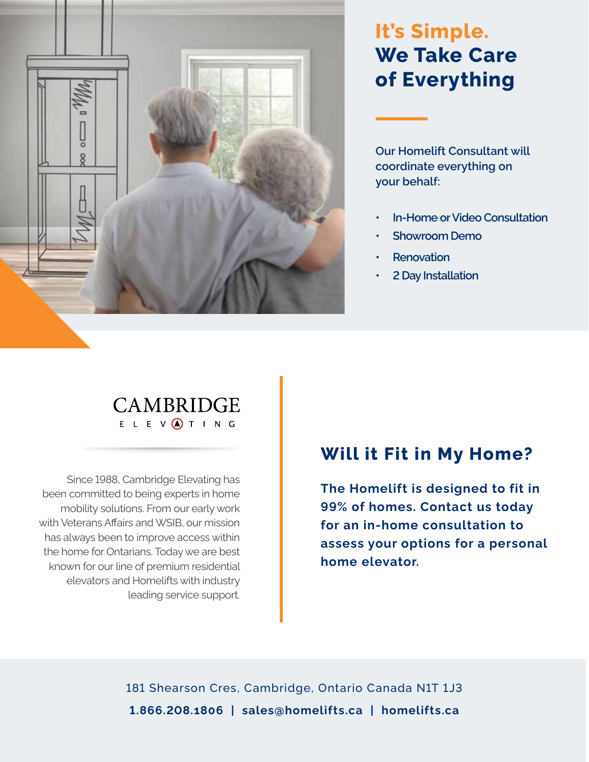## It's Simple.
## We Take Care of Everything

Our Homelift Consultant will coordinate everything on your behalf:

- In-Home or Video Consultation
- Showroom Demo
- Renovation
- 2 Day Installation

CAMBRIDGE
ELEVATING

Since 1988, Cambridge Elevating has been committed to being experts in home mobility solutions. From our early work with Veterans Affairs and WSIB, our mission has always been to improve access within the home for Ontarians. Today we are best known for our line of premium residential elevators and Homelifts with industry leading service support.

## Will it Fit in My Home?

**The Homelift is designed to fit in 99% of homes. Contact us today for an in-home consultation to assess your options for a personal home elevator.**

181 Shearson Cres, Cambridge, Ontario Canada N1T 1J3

**1.866.208.1806 | sales@homelifts.ca | homelifts.ca**